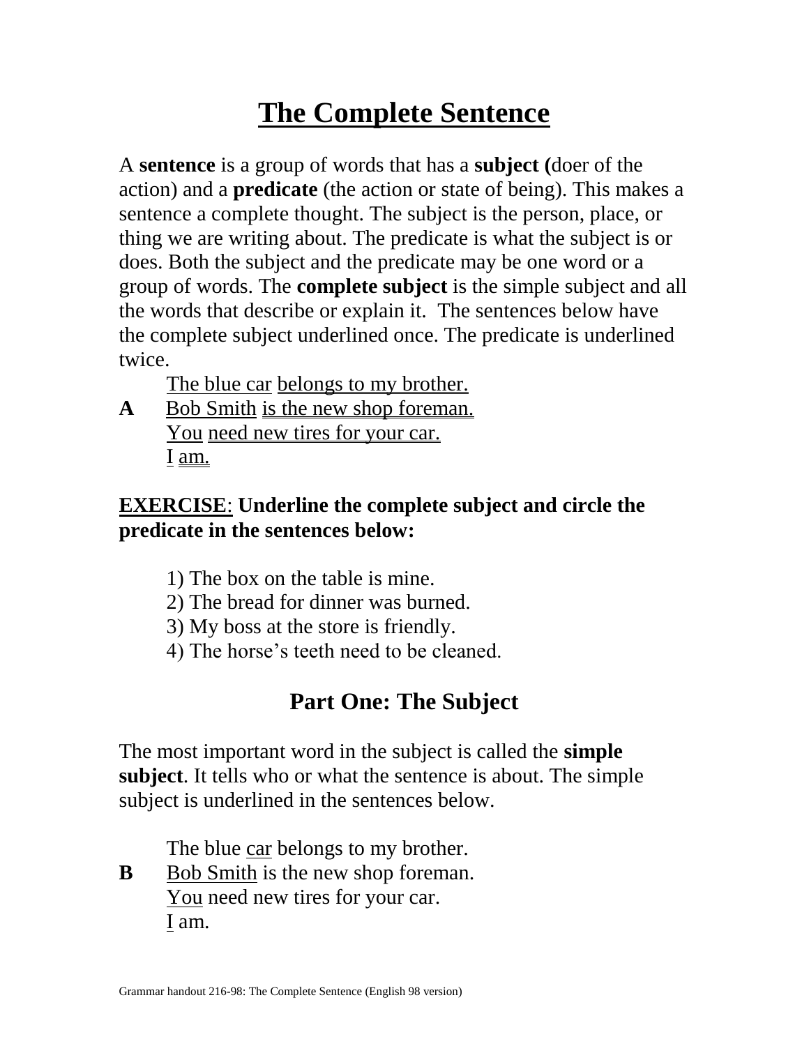# The Complete Sentence

A **sentence** is a group of words that has a **subject (**doer of the action) and a **predicate** (the action or state of being). This makes a sentence a complete thought. The subject is the person, place, or thing we are writing about. The predicate is what the subject is or does. Both the subject and the predicate may be one word or a group of words. The **complete subject** is the simple subject and all the words that describe or explain it. The sentences below have the complete subject underlined once. The predicate is underlined twice.

**A**

The blue car belongs to my brother.
Bob Smith is the new shop foreman.
You need new tires for your car.
I am.

**EXERCISE**: **Underline the complete subject and circle the predicate in the sentences below:**

1) The box on the table is mine.
2) The bread for dinner was burned.
3) My boss at the store is friendly.
4) The horse's teeth need to be cleaned.

## Part One: The Subject

The most important word in the subject is called the **simple subject**. It tells who or what the sentence is about. The simple subject is underlined in the sentences below.

**B**

The blue car belongs to my brother.
Bob Smith is the new shop foreman.
You need new tires for your car.
I am.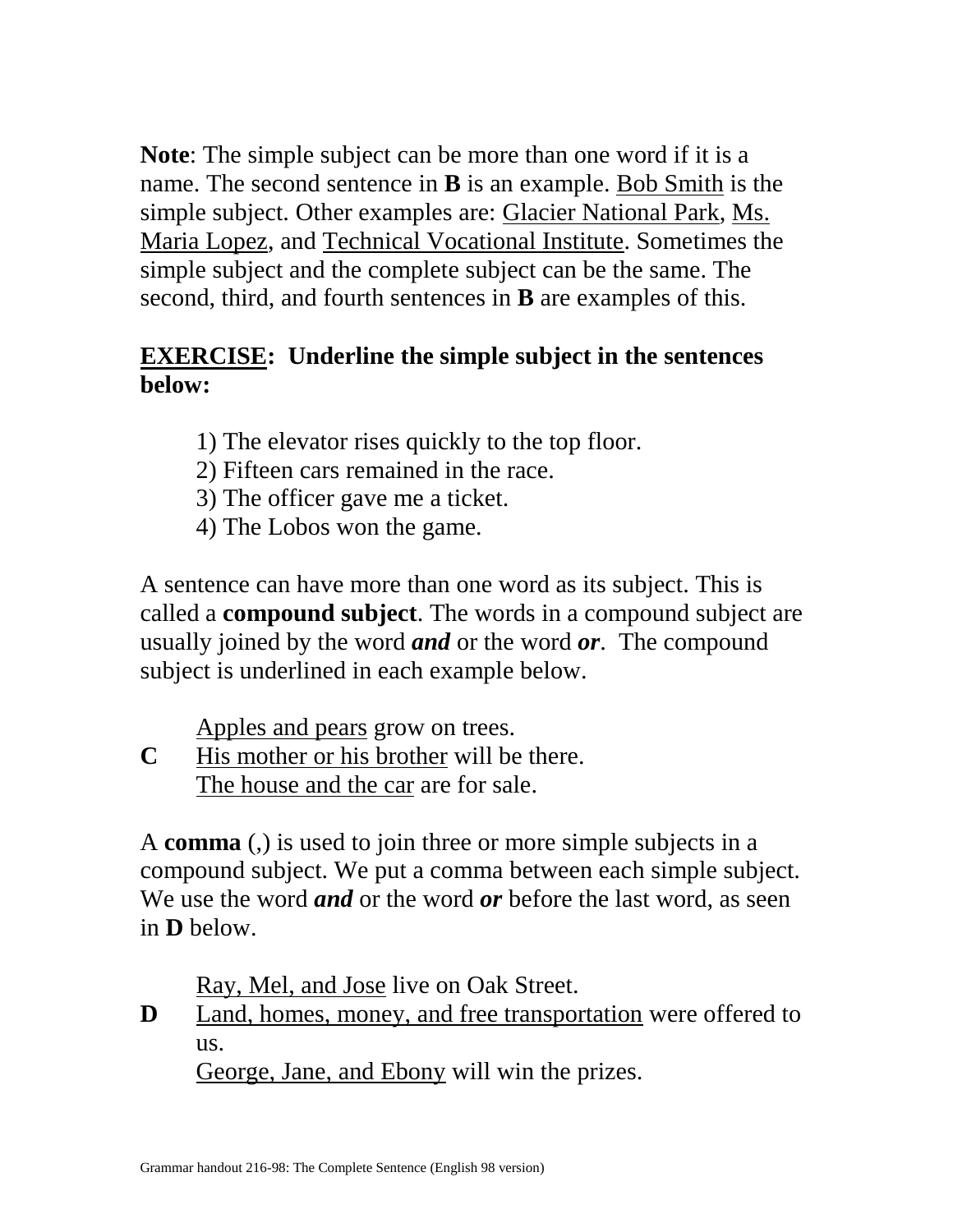**Note**: The simple subject can be more than one word if it is a name. The second sentence in **B** is an example. <u>Bob Smith</u> is the simple subject. Other examples are: <u>Glacier National Park</u>, <u>Ms. Maria Lopez</u>, and <u>Technical Vocational Institute</u>. Sometimes the simple subject and the complete subject can be the same. The second, third, and fourth sentences in **B** are examples of this.

**<u>EXERCISE</u>: Underline the simple subject in the sentences below:**

1) The elevator rises quickly to the top floor.
2) Fifteen cars remained in the race.
3) The officer gave me a ticket.
4) The Lobos won the game.

A sentence can have more than one word as its subject. This is called a **compound subject**. The words in a compound subject are usually joined by the word ***and*** or the word ***or***. The compound subject is underlined in each example below.

**C**

<u>Apples and pears</u> grow on trees.
<u>His mother or his brother</u> will be there.
<u>The house and the car</u> are for sale.

A **comma** (,) is used to join three or more simple subjects in a compound subject. We put a comma between each simple subject. We use the word ***and*** or the word ***or*** before the last word, as seen in **D** below.

**D**

<u>Ray, Mel, and Jose</u> live on Oak Street.
<u>Land, homes, money, and free transportation</u> were offered to us.
<u>George, Jane, and Ebony</u> will win the prizes.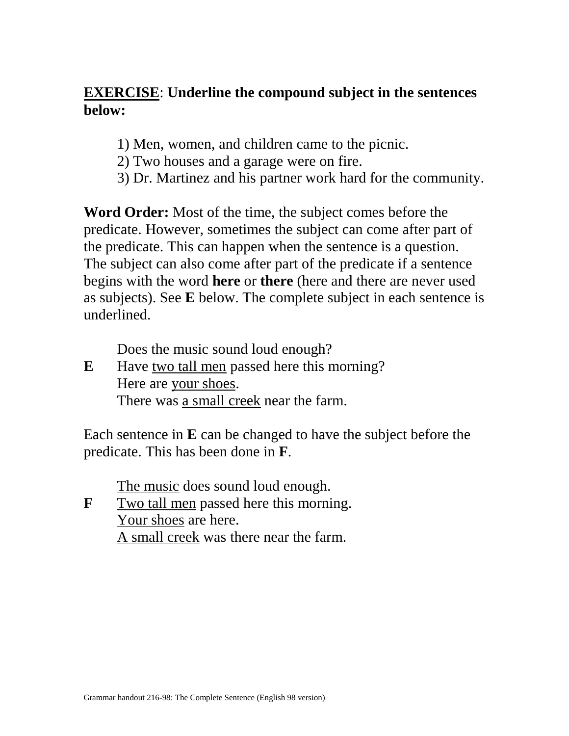**<u>EXERCISE</u>: Underline the compound subject in the sentences below:**

1) Men, women, and children came to the picnic.
2) Two houses and a garage were on fire.
3) Dr. Martinez and his partner work hard for the community.

**Word Order:** Most of the time, the subject comes before the predicate. However, sometimes the subject can come after part of the predicate. This can happen when the sentence is a question. The subject can also come after part of the predicate if a sentence begins with the word **here** or **there** (here and there are never used as subjects). See **E** below. The complete subject in each sentence is underlined.

**E**

Does <u>the music</u> sound loud enough?
Have <u>two tall men</u> passed here this morning?
Here are <u>your shoes</u>.
There was <u>a small creek</u> near the farm.

Each sentence in **E** can be changed to have the subject before the predicate. This has been done in **F**.

**F**

<u>The music</u> does sound loud enough.
<u>Two tall men</u> passed here this morning.
<u>Your shoes</u> are here.
<u>A small creek</u> was there near the farm.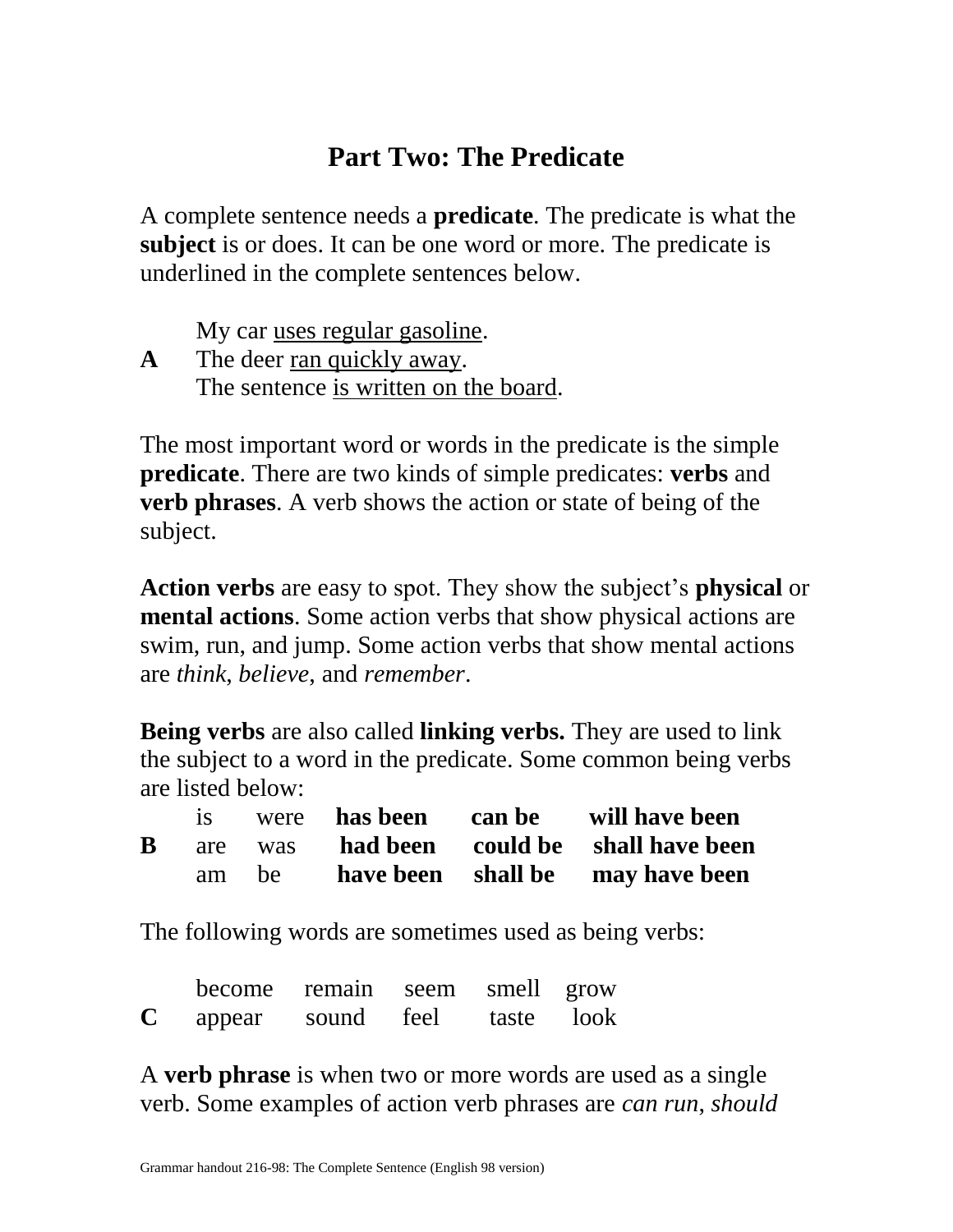# Part Two: The Predicate

A complete sentence needs a **predicate**. The predicate is what the **subject** is or does. It can be one word or more. The predicate is underlined in the complete sentences below.

**A**

My car <u>uses regular gasoline</u>.
The deer <u>ran quickly away</u>.
The sentence <u>is written on the board</u>.

The most important word or words in the predicate is the simple **predicate**. There are two kinds of simple predicates: **verbs** and **verb phrases**. A verb shows the action or state of being of the subject.

**Action verbs** are easy to spot. They show the subject's **physical** or **mental actions**. Some action verbs that show physical actions are swim, run, and jump. Some action verbs that show mental actions are *think*, *believe*, and *remember*.

**Being verbs** are also called **linking verbs.** They are used to link the subject to a word in the predicate. Some common being verbs are listed below:

**B**

| | | | | |
|---|---|---|---|---|
| is | were | **has been** | **can be** | **will have been** |
| are | was | **had been** | **could be** | **shall have been** |
| am | be | **have been** | **shall be** | **may have been** |

The following words are sometimes used as being verbs:

**C**

| | | | | |
|---|---|---|---|---|
| become | remain | seem | smell | grow |
| appear | sound | feel | taste | look |

A **verb phrase** is when two or more words are used as a single verb. Some examples of action verb phrases are *can run, should*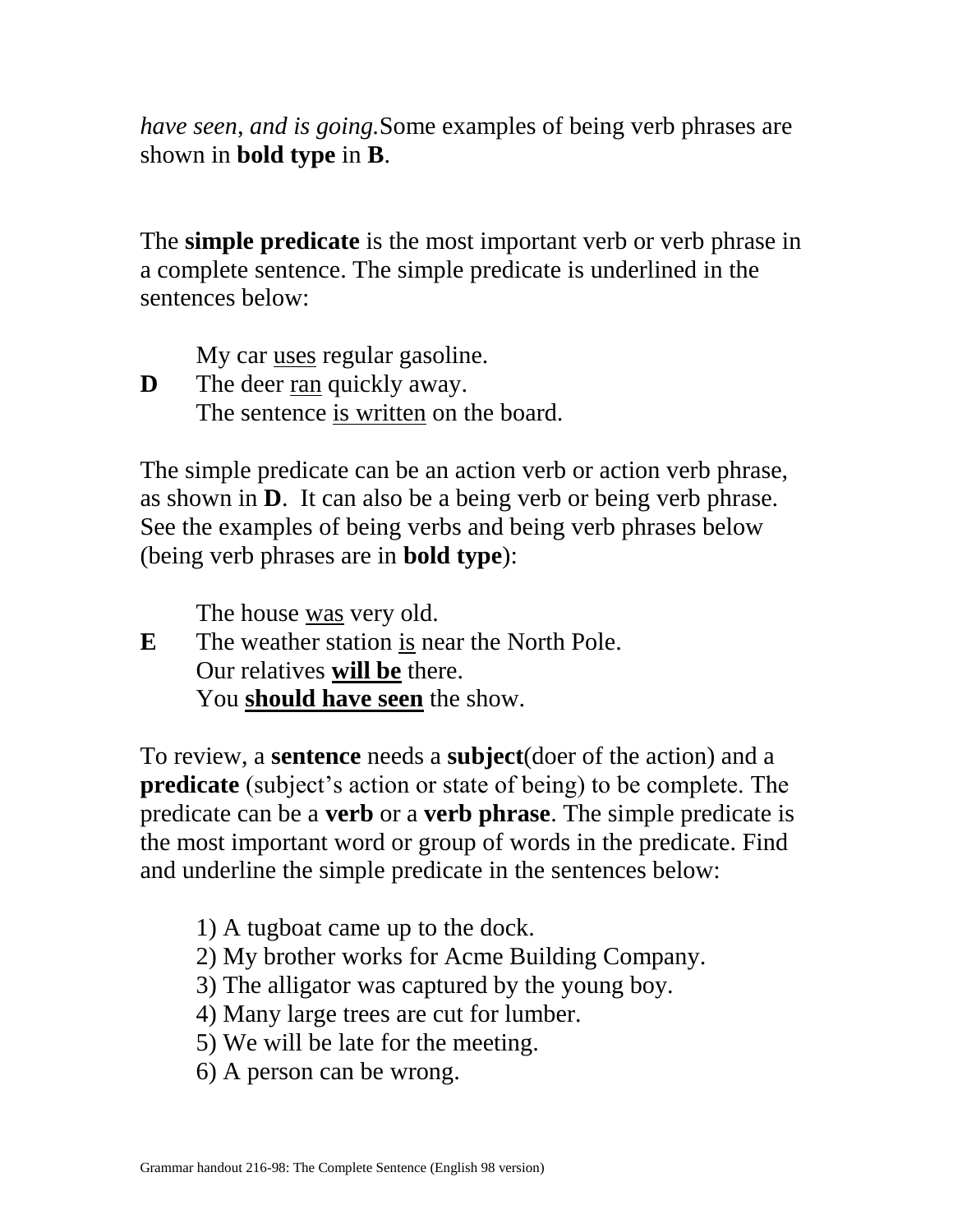*have seen, and is going.*Some examples of being verb phrases are shown in **bold type** in **B**.

The **simple predicate** is the most important verb or verb phrase in a complete sentence. The simple predicate is underlined in the sentences below:

My car <u>uses</u> regular gasoline.
**D** The deer <u>ran</u> quickly away.
The sentence <u>is written</u> on the board.

The simple predicate can be an action verb or action verb phrase, as shown in **D**. It can also be a being verb or being verb phrase. See the examples of being verbs and being verb phrases below (being verb phrases are in **bold type**):

The house <u>was</u> very old.
**E** The weather station <u>is</u> near the North Pole.
Our relatives <u>**will be**</u> there.
You <u>**should have seen**</u> the show.

To review, a **sentence** needs a **subject**(doer of the action) and a **predicate** (subject's action or state of being) to be complete. The predicate can be a **verb** or a **verb phrase**. The simple predicate is the most important word or group of words in the predicate. Find and underline the simple predicate in the sentences below:

1) A tugboat came up to the dock.
2) My brother works for Acme Building Company.
3) The alligator was captured by the young boy.
4) Many large trees are cut for lumber.
5) We will be late for the meeting.
6) A person can be wrong.

Grammar handout 216-98: The Complete Sentence (English 98 version)